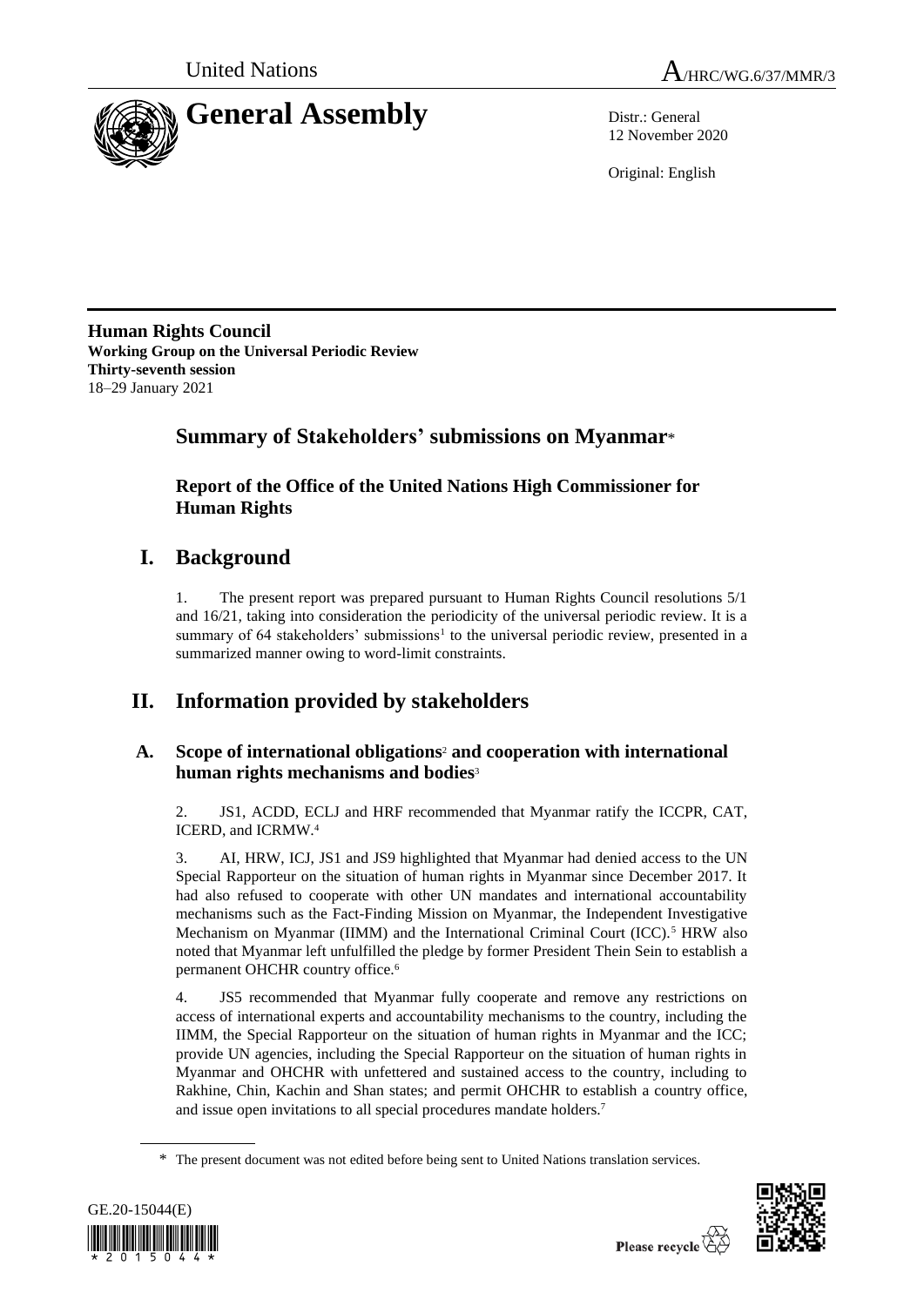United Nations A/HRC/WG.6/37/MMR/3

# General Assembly

Distr.: General
12 November 2020

Original: English

**Human Rights Council**
**Working Group on the Universal Periodic Review**
**Thirty-seventh session**
18–29 January 2021

## Summary of Stakeholders' submissions on Myanmar*

### Report of the Office of the United Nations High Commissioner for Human Rights

## I. Background

1. The present report was prepared pursuant to Human Rights Council resolutions 5/1 and 16/21, taking into consideration the periodicity of the universal periodic review. It is a summary of 64 stakeholders' submissions[1] to the universal periodic review, presented in a summarized manner owing to word-limit constraints.

## II. Information provided by stakeholders

### A. Scope of international obligations[2] and cooperation with international human rights mechanisms and bodies[3]

2. JS1, ACDD, ECLJ and HRF recommended that Myanmar ratify the ICCPR, CAT, ICERD, and ICRMW.[4]

3. AI, HRW, ICJ, JS1 and JS9 highlighted that Myanmar had denied access to the UN Special Rapporteur on the situation of human rights in Myanmar since December 2017. It had also refused to cooperate with other UN mandates and international accountability mechanisms such as the Fact-Finding Mission on Myanmar, the Independent Investigative Mechanism on Myanmar (IIMM) and the International Criminal Court (ICC).[5] HRW also noted that Myanmar left unfulfilled the pledge by former President Thein Sein to establish a permanent OHCHR country office.[6]

4. JS5 recommended that Myanmar fully cooperate and remove any restrictions on access of international experts and accountability mechanisms to the country, including the IIMM, the Special Rapporteur on the situation of human rights in Myanmar and the ICC; provide UN agencies, including the Special Rapporteur on the situation of human rights in Myanmar and OHCHR with unfettered and sustained access to the country, including to Rakhine, Chin, Kachin and Shan states; and permit OHCHR to establish a country office, and issue open invitations to all special procedures mandate holders.[7]

\* The present document was not edited before being sent to United Nations translation services.

GE.20-15044(E)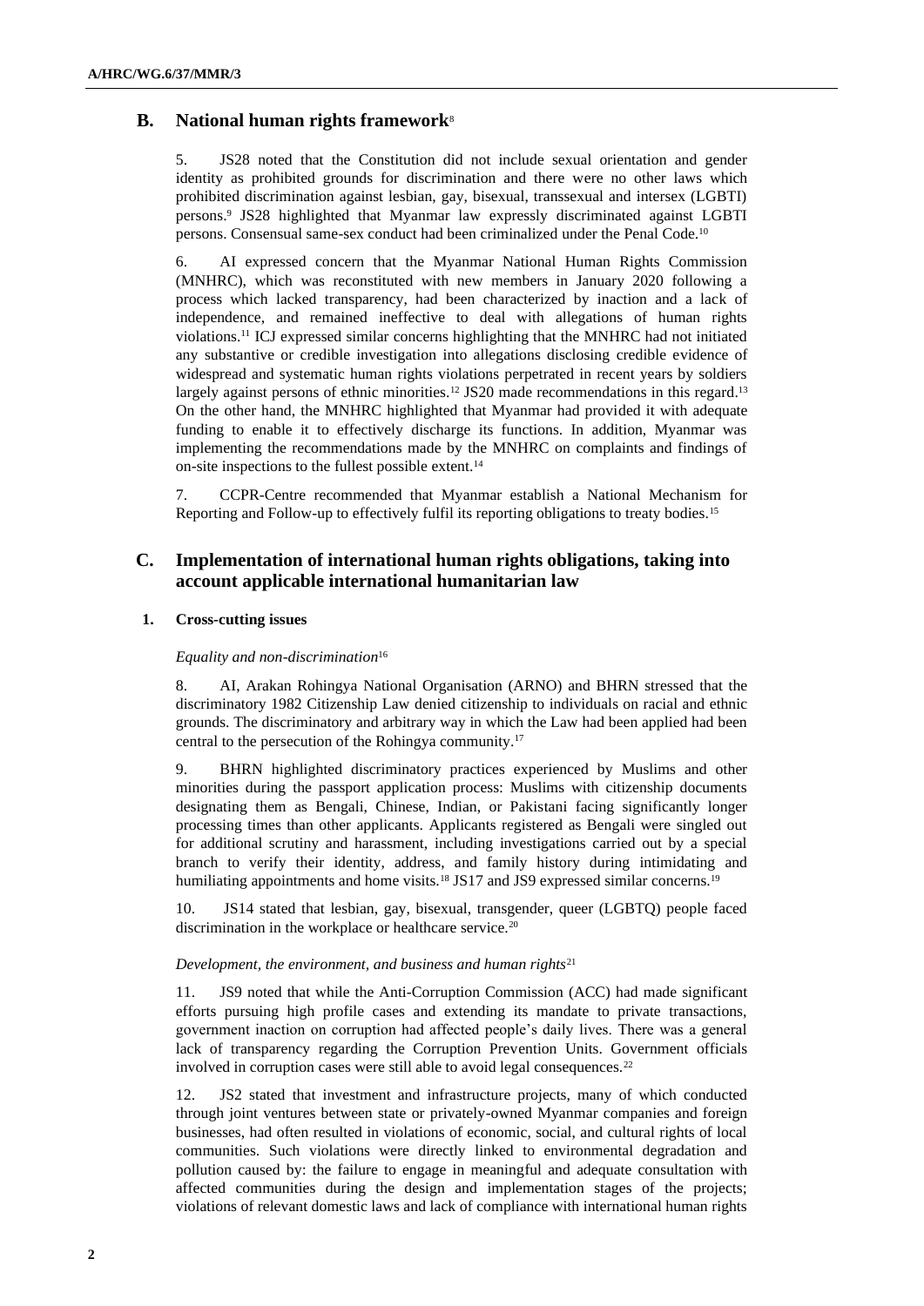## B. National human rights framework[8]

5. JS28 noted that the Constitution did not include sexual orientation and gender identity as prohibited grounds for discrimination and there were no other laws which prohibited discrimination against lesbian, gay, bisexual, transsexual and intersex (LGBTI) persons.[9] JS28 highlighted that Myanmar law expressly discriminated against LGBTI persons. Consensual same-sex conduct had been criminalized under the Penal Code.[10]

6. AI expressed concern that the Myanmar National Human Rights Commission (MNHRC), which was reconstituted with new members in January 2020 following a process which lacked transparency, had been characterized by inaction and a lack of independence, and remained ineffective to deal with allegations of human rights violations.[11] ICJ expressed similar concerns highlighting that the MNHRC had not initiated any substantive or credible investigation into allegations disclosing credible evidence of widespread and systematic human rights violations perpetrated in recent years by soldiers largely against persons of ethnic minorities.[12] JS20 made recommendations in this regard.[13] On the other hand, the MNHRC highlighted that Myanmar had provided it with adequate funding to enable it to effectively discharge its functions. In addition, Myanmar was implementing the recommendations made by the MNHRC on complaints and findings of on-site inspections to the fullest possible extent.[14]

7. CCPR-Centre recommended that Myanmar establish a National Mechanism for Reporting and Follow-up to effectively fulfil its reporting obligations to treaty bodies.[15]

## C. Implementation of international human rights obligations, taking into account applicable international humanitarian law

### 1. Cross-cutting issues

*Equality and non-discrimination*[16]

8. AI, Arakan Rohingya National Organisation (ARNO) and BHRN stressed that the discriminatory 1982 Citizenship Law denied citizenship to individuals on racial and ethnic grounds. The discriminatory and arbitrary way in which the Law had been applied had been central to the persecution of the Rohingya community.[17]

9. BHRN highlighted discriminatory practices experienced by Muslims and other minorities during the passport application process: Muslims with citizenship documents designating them as Bengali, Chinese, Indian, or Pakistani facing significantly longer processing times than other applicants. Applicants registered as Bengali were singled out for additional scrutiny and harassment, including investigations carried out by a special branch to verify their identity, address, and family history during intimidating and humiliating appointments and home visits.[18] JS17 and JS9 expressed similar concerns.[19]

10. JS14 stated that lesbian, gay, bisexual, transgender, queer (LGBTQ) people faced discrimination in the workplace or healthcare service.[20]

*Development, the environment, and business and human rights*[21]

11. JS9 noted that while the Anti-Corruption Commission (ACC) had made significant efforts pursuing high profile cases and extending its mandate to private transactions, government inaction on corruption had affected people's daily lives. There was a general lack of transparency regarding the Corruption Prevention Units. Government officials involved in corruption cases were still able to avoid legal consequences.[22]

12. JS2 stated that investment and infrastructure projects, many of which conducted through joint ventures between state or privately-owned Myanmar companies and foreign businesses, had often resulted in violations of economic, social, and cultural rights of local communities. Such violations were directly linked to environmental degradation and pollution caused by: the failure to engage in meaningful and adequate consultation with affected communities during the design and implementation stages of the projects; violations of relevant domestic laws and lack of compliance with international human rights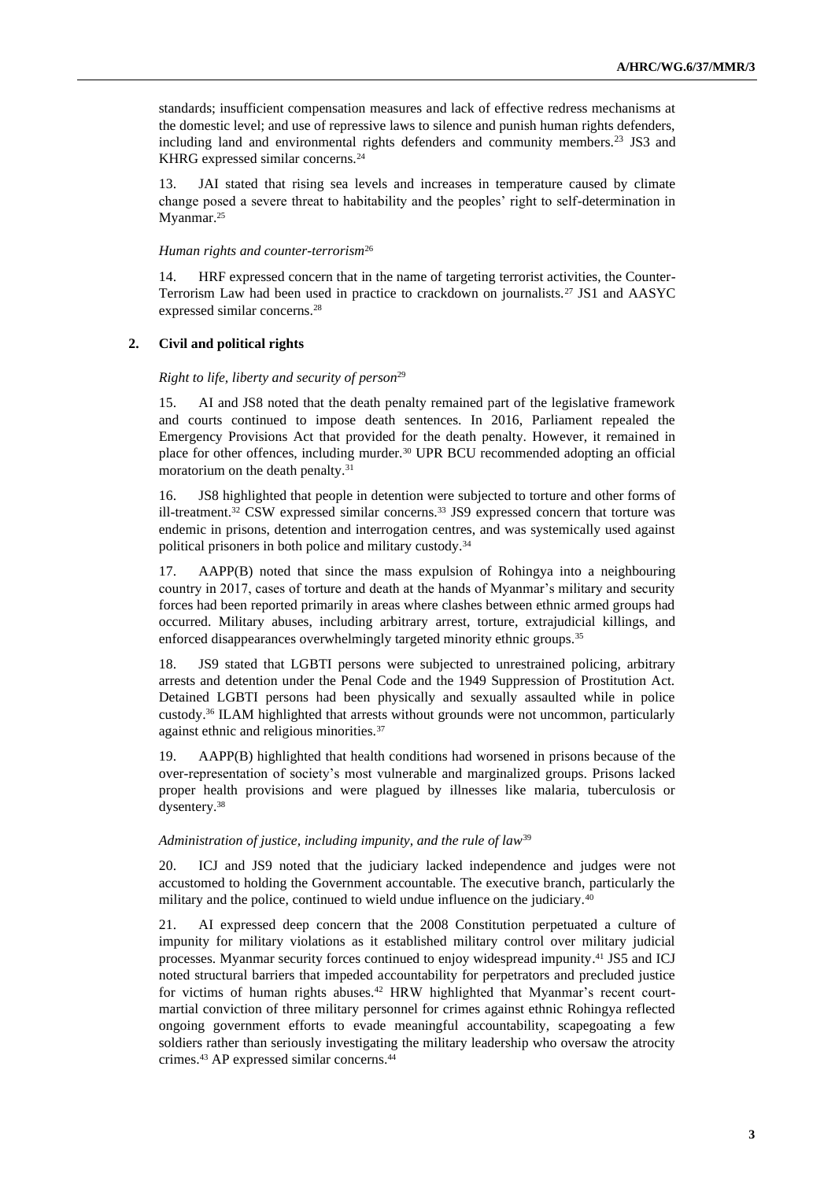standards; insufficient compensation measures and lack of effective redress mechanisms at the domestic level; and use of repressive laws to silence and punish human rights defenders, including land and environmental rights defenders and community members.[23] JS3 and KHRG expressed similar concerns.[24]

13. JAI stated that rising sea levels and increases in temperature caused by climate change posed a severe threat to habitability and the peoples' right to self-determination in Myanmar.[25]

*Human rights and counter-terrorism*[26]

14. HRF expressed concern that in the name of targeting terrorist activities, the Counter-Terrorism Law had been used in practice to crackdown on journalists.[27] JS1 and AASYC expressed similar concerns.[28]

## 2. Civil and political rights

*Right to life, liberty and security of person*[29]

15. AI and JS8 noted that the death penalty remained part of the legislative framework and courts continued to impose death sentences. In 2016, Parliament repealed the Emergency Provisions Act that provided for the death penalty. However, it remained in place for other offences, including murder.[30] UPR BCU recommended adopting an official moratorium on the death penalty.[31]

16. JS8 highlighted that people in detention were subjected to torture and other forms of ill-treatment.[32] CSW expressed similar concerns.[33] JS9 expressed concern that torture was endemic in prisons, detention and interrogation centres, and was systemically used against political prisoners in both police and military custody.[34]

17. AAPP(B) noted that since the mass expulsion of Rohingya into a neighbouring country in 2017, cases of torture and death at the hands of Myanmar's military and security forces had been reported primarily in areas where clashes between ethnic armed groups had occurred. Military abuses, including arbitrary arrest, torture, extrajudicial killings, and enforced disappearances overwhelmingly targeted minority ethnic groups.[35]

18. JS9 stated that LGBTI persons were subjected to unrestrained policing, arbitrary arrests and detention under the Penal Code and the 1949 Suppression of Prostitution Act. Detained LGBTI persons had been physically and sexually assaulted while in police custody.[36] ILAM highlighted that arrests without grounds were not uncommon, particularly against ethnic and religious minorities.[37]

19. AAPP(B) highlighted that health conditions had worsened in prisons because of the over-representation of society's most vulnerable and marginalized groups. Prisons lacked proper health provisions and were plagued by illnesses like malaria, tuberculosis or dysentery.[38]

*Administration of justice, including impunity, and the rule of law*[39]

20. ICJ and JS9 noted that the judiciary lacked independence and judges were not accustomed to holding the Government accountable. The executive branch, particularly the military and the police, continued to wield undue influence on the judiciary.[40]

21. AI expressed deep concern that the 2008 Constitution perpetuated a culture of impunity for military violations as it established military control over military judicial processes. Myanmar security forces continued to enjoy widespread impunity.[41] JS5 and ICJ noted structural barriers that impeded accountability for perpetrators and precluded justice for victims of human rights abuses.[42] HRW highlighted that Myanmar's recent court-martial conviction of three military personnel for crimes against ethnic Rohingya reflected ongoing government efforts to evade meaningful accountability, scapegoating a few soldiers rather than seriously investigating the military leadership who oversaw the atrocity crimes.[43] AP expressed similar concerns.[44]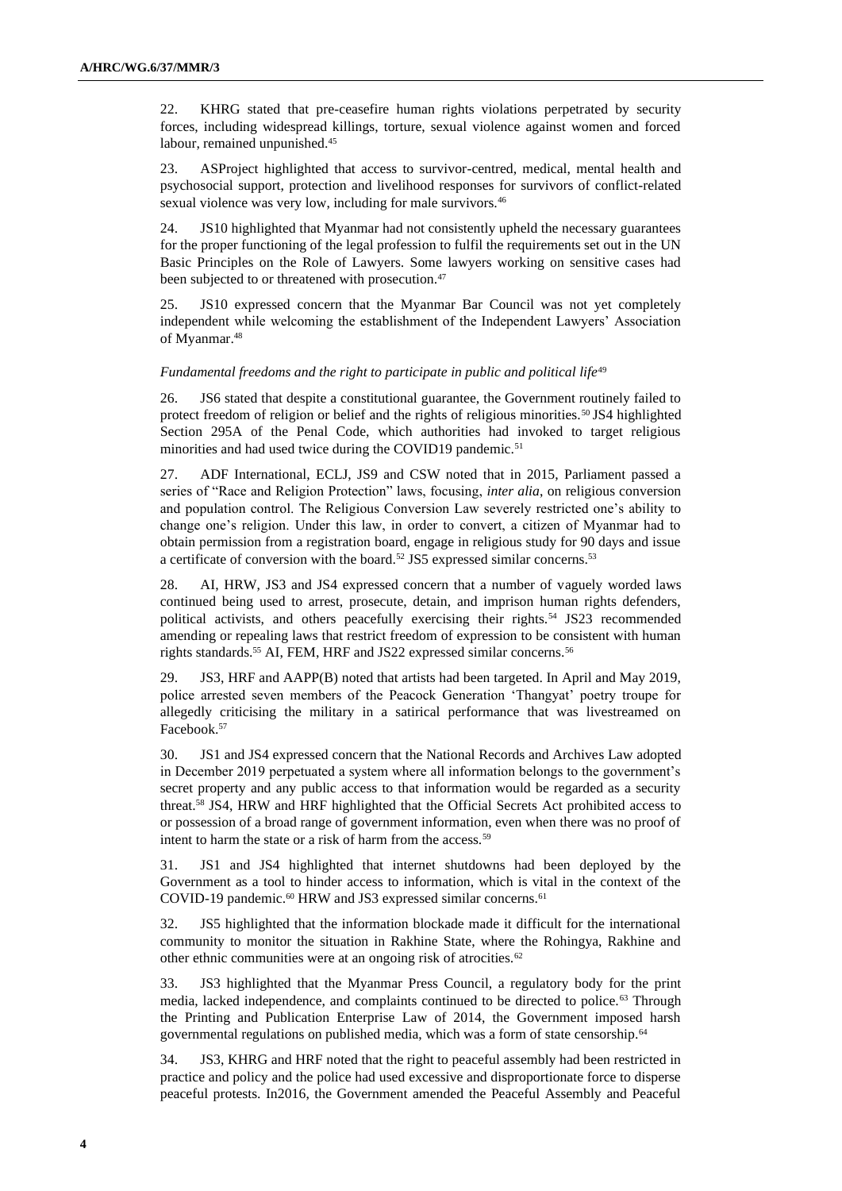22. KHRG stated that pre-ceasefire human rights violations perpetrated by security forces, including widespread killings, torture, sexual violence against women and forced labour, remained unpunished.[45]

23. ASProject highlighted that access to survivor-centred, medical, mental health and psychosocial support, protection and livelihood responses for survivors of conflict-related sexual violence was very low, including for male survivors.[46]

24. JS10 highlighted that Myanmar had not consistently upheld the necessary guarantees for the proper functioning of the legal profession to fulfil the requirements set out in the UN Basic Principles on the Role of Lawyers. Some lawyers working on sensitive cases had been subjected to or threatened with prosecution.[47]

25. JS10 expressed concern that the Myanmar Bar Council was not yet completely independent while welcoming the establishment of the Independent Lawyers' Association of Myanmar.[48]

*Fundamental freedoms and the right to participate in public and political life*[49]

26. JS6 stated that despite a constitutional guarantee, the Government routinely failed to protect freedom of religion or belief and the rights of religious minorities.[50] JS4 highlighted Section 295A of the Penal Code, which authorities had invoked to target religious minorities and had used twice during the COVID19 pandemic.[51]

27. ADF International, ECLJ, JS9 and CSW noted that in 2015, Parliament passed a series of "Race and Religion Protection" laws, focusing, *inter alia*, on religious conversion and population control. The Religious Conversion Law severely restricted one's ability to change one's religion. Under this law, in order to convert, a citizen of Myanmar had to obtain permission from a registration board, engage in religious study for 90 days and issue a certificate of conversion with the board.[52] JS5 expressed similar concerns.[53]

28. AI, HRW, JS3 and JS4 expressed concern that a number of vaguely worded laws continued being used to arrest, prosecute, detain, and imprison human rights defenders, political activists, and others peacefully exercising their rights.[54] JS23 recommended amending or repealing laws that restrict freedom of expression to be consistent with human rights standards.[55] AI, FEM, HRF and JS22 expressed similar concerns.[56]

29. JS3, HRF and AAPP(B) noted that artists had been targeted. In April and May 2019, police arrested seven members of the Peacock Generation 'Thangyat' poetry troupe for allegedly criticising the military in a satirical performance that was livestreamed on Facebook.[57]

30. JS1 and JS4 expressed concern that the National Records and Archives Law adopted in December 2019 perpetuated a system where all information belongs to the government's secret property and any public access to that information would be regarded as a security threat.[58] JS4, HRW and HRF highlighted that the Official Secrets Act prohibited access to or possession of a broad range of government information, even when there was no proof of intent to harm the state or a risk of harm from the access.[59]

31. JS1 and JS4 highlighted that internet shutdowns had been deployed by the Government as a tool to hinder access to information, which is vital in the context of the COVID-19 pandemic.[60] HRW and JS3 expressed similar concerns.[61]

32. JS5 highlighted that the information blockade made it difficult for the international community to monitor the situation in Rakhine State, where the Rohingya, Rakhine and other ethnic communities were at an ongoing risk of atrocities.[62]

33. JS3 highlighted that the Myanmar Press Council, a regulatory body for the print media, lacked independence, and complaints continued to be directed to police.[63] Through the Printing and Publication Enterprise Law of 2014, the Government imposed harsh governmental regulations on published media, which was a form of state censorship.[64]

34. JS3, KHRG and HRF noted that the right to peaceful assembly had been restricted in practice and policy and the police had used excessive and disproportionate force to disperse peaceful protests. In2016, the Government amended the Peaceful Assembly and Peaceful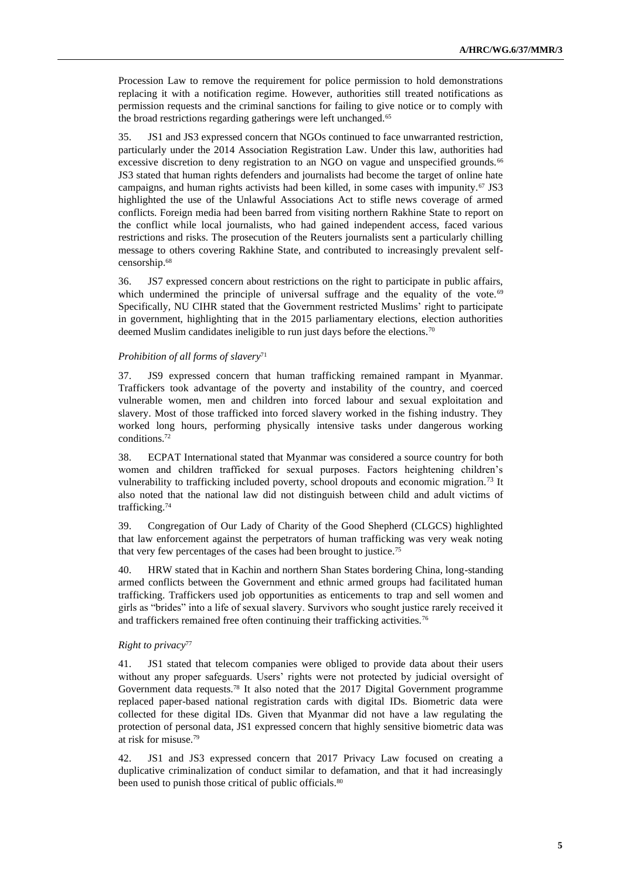Procession Law to remove the requirement for police permission to hold demonstrations replacing it with a notification regime. However, authorities still treated notifications as permission requests and the criminal sanctions for failing to give notice or to comply with the broad restrictions regarding gatherings were left unchanged.[65]

35. JS1 and JS3 expressed concern that NGOs continued to face unwarranted restriction, particularly under the 2014 Association Registration Law. Under this law, authorities had excessive discretion to deny registration to an NGO on vague and unspecified grounds.[66] JS3 stated that human rights defenders and journalists had become the target of online hate campaigns, and human rights activists had been killed, in some cases with impunity.[67] JS3 highlighted the use of the Unlawful Associations Act to stifle news coverage of armed conflicts. Foreign media had been barred from visiting northern Rakhine State to report on the conflict while local journalists, who had gained independent access, faced various restrictions and risks. The prosecution of the Reuters journalists sent a particularly chilling message to others covering Rakhine State, and contributed to increasingly prevalent self-censorship.[68]

36. JS7 expressed concern about restrictions on the right to participate in public affairs, which undermined the principle of universal suffrage and the equality of the vote.[69] Specifically, NU CIHR stated that the Government restricted Muslims' right to participate in government, highlighting that in the 2015 parliamentary elections, election authorities deemed Muslim candidates ineligible to run just days before the elections.[70]

*Prohibition of all forms of slavery*[71]

37. JS9 expressed concern that human trafficking remained rampant in Myanmar. Traffickers took advantage of the poverty and instability of the country, and coerced vulnerable women, men and children into forced labour and sexual exploitation and slavery. Most of those trafficked into forced slavery worked in the fishing industry. They worked long hours, performing physically intensive tasks under dangerous working conditions.[72]

38. ECPAT International stated that Myanmar was considered a source country for both women and children trafficked for sexual purposes. Factors heightening children's vulnerability to trafficking included poverty, school dropouts and economic migration.[73] It also noted that the national law did not distinguish between child and adult victims of trafficking.[74]

39. Congregation of Our Lady of Charity of the Good Shepherd (CLGCS) highlighted that law enforcement against the perpetrators of human trafficking was very weak noting that very few percentages of the cases had been brought to justice.[75]

40. HRW stated that in Kachin and northern Shan States bordering China, long-standing armed conflicts between the Government and ethnic armed groups had facilitated human trafficking. Traffickers used job opportunities as enticements to trap and sell women and girls as "brides" into a life of sexual slavery. Survivors who sought justice rarely received it and traffickers remained free often continuing their trafficking activities.[76]

*Right to privacy*[77]

41. JS1 stated that telecom companies were obliged to provide data about their users without any proper safeguards. Users' rights were not protected by judicial oversight of Government data requests.[78] It also noted that the 2017 Digital Government programme replaced paper-based national registration cards with digital IDs. Biometric data were collected for these digital IDs. Given that Myanmar did not have a law regulating the protection of personal data, JS1 expressed concern that highly sensitive biometric data was at risk for misuse.[79]

42. JS1 and JS3 expressed concern that 2017 Privacy Law focused on creating a duplicative criminalization of conduct similar to defamation, and that it had increasingly been used to punish those critical of public officials.[80]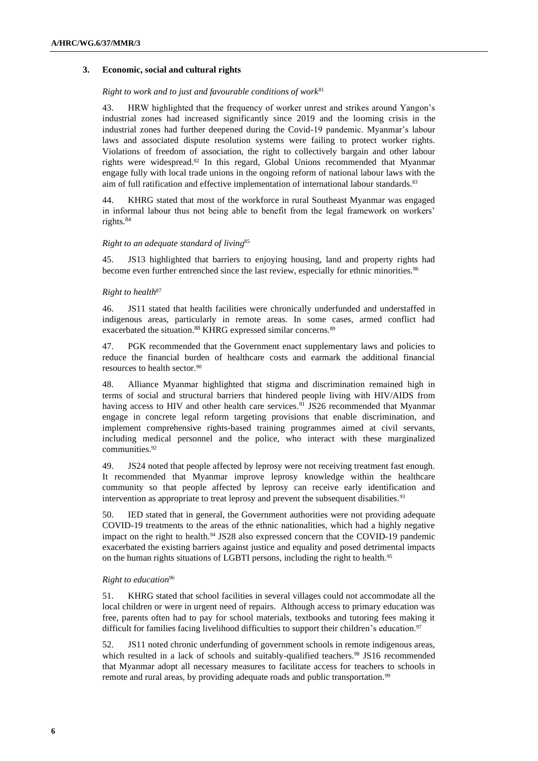### 3. Economic, social and cultural rights

*Right to work and to just and favourable conditions of work*[81]

43. HRW highlighted that the frequency of worker unrest and strikes around Yangon's industrial zones had increased significantly since 2019 and the looming crisis in the industrial zones had further deepened during the Covid-19 pandemic. Myanmar's labour laws and associated dispute resolution systems were failing to protect worker rights. Violations of freedom of association, the right to collectively bargain and other labour rights were widespread.[82] In this regard, Global Unions recommended that Myanmar engage fully with local trade unions in the ongoing reform of national labour laws with the aim of full ratification and effective implementation of international labour standards.[83]

44. KHRG stated that most of the workforce in rural Southeast Myanmar was engaged in informal labour thus not being able to benefit from the legal framework on workers' rights.[84]

*Right to an adequate standard of living*[85]

45. JS13 highlighted that barriers to enjoying housing, land and property rights had become even further entrenched since the last review, especially for ethnic minorities.[86]

*Right to health*[87]

46. JS11 stated that health facilities were chronically underfunded and understaffed in indigenous areas, particularly in remote areas. In some cases, armed conflict had exacerbated the situation.[88] KHRG expressed similar concerns.[89]

47. PGK recommended that the Government enact supplementary laws and policies to reduce the financial burden of healthcare costs and earmark the additional financial resources to health sector.[90]

48. Alliance Myanmar highlighted that stigma and discrimination remained high in terms of social and structural barriers that hindered people living with HIV/AIDS from having access to HIV and other health care services.[91] JS26 recommended that Myanmar engage in concrete legal reform targeting provisions that enable discrimination, and implement comprehensive rights-based training programmes aimed at civil servants, including medical personnel and the police, who interact with these marginalized communities.[92]

49. JS24 noted that people affected by leprosy were not receiving treatment fast enough. It recommended that Myanmar improve leprosy knowledge within the healthcare community so that people affected by leprosy can receive early identification and intervention as appropriate to treat leprosy and prevent the subsequent disabilities.[93]

50. IED stated that in general, the Government authorities were not providing adequate COVID-19 treatments to the areas of the ethnic nationalities, which had a highly negative impact on the right to health.[94] JS28 also expressed concern that the COVID-19 pandemic exacerbated the existing barriers against justice and equality and posed detrimental impacts on the human rights situations of LGBTI persons, including the right to health.[95]

*Right to education*[96]

51. KHRG stated that school facilities in several villages could not accommodate all the local children or were in urgent need of repairs. Although access to primary education was free, parents often had to pay for school materials, textbooks and tutoring fees making it difficult for families facing livelihood difficulties to support their children's education.[97]

52. JS11 noted chronic underfunding of government schools in remote indigenous areas, which resulted in a lack of schools and suitably-qualified teachers.[98] JS16 recommended that Myanmar adopt all necessary measures to facilitate access for teachers to schools in remote and rural areas, by providing adequate roads and public transportation.[99]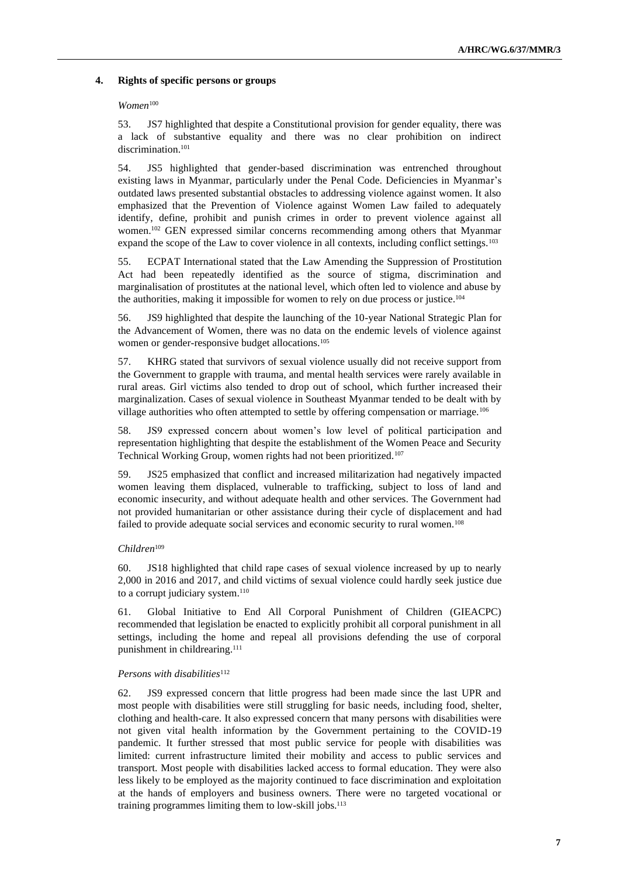### 4. Rights of specific persons or groups

*Women*[100]

53. JS7 highlighted that despite a Constitutional provision for gender equality, there was a lack of substantive equality and there was no clear prohibition on indirect discrimination.[101]

54. JS5 highlighted that gender-based discrimination was entrenched throughout existing laws in Myanmar, particularly under the Penal Code. Deficiencies in Myanmar's outdated laws presented substantial obstacles to addressing violence against women. It also emphasized that the Prevention of Violence against Women Law failed to adequately identify, define, prohibit and punish crimes in order to prevent violence against all women.[102] GEN expressed similar concerns recommending among others that Myanmar expand the scope of the Law to cover violence in all contexts, including conflict settings.[103]

55. ECPAT International stated that the Law Amending the Suppression of Prostitution Act had been repeatedly identified as the source of stigma, discrimination and marginalisation of prostitutes at the national level, which often led to violence and abuse by the authorities, making it impossible for women to rely on due process or justice.[104]

56. JS9 highlighted that despite the launching of the 10-year National Strategic Plan for the Advancement of Women, there was no data on the endemic levels of violence against women or gender-responsive budget allocations.[105]

57. KHRG stated that survivors of sexual violence usually did not receive support from the Government to grapple with trauma, and mental health services were rarely available in rural areas. Girl victims also tended to drop out of school, which further increased their marginalization. Cases of sexual violence in Southeast Myanmar tended to be dealt with by village authorities who often attempted to settle by offering compensation or marriage.[106]

58. JS9 expressed concern about women's low level of political participation and representation highlighting that despite the establishment of the Women Peace and Security Technical Working Group, women rights had not been prioritized.[107]

59. JS25 emphasized that conflict and increased militarization had negatively impacted women leaving them displaced, vulnerable to trafficking, subject to loss of land and economic insecurity, and without adequate health and other services. The Government had not provided humanitarian or other assistance during their cycle of displacement and had failed to provide adequate social services and economic security to rural women.[108]

*Children*[109]

60. JS18 highlighted that child rape cases of sexual violence increased by up to nearly 2,000 in 2016 and 2017, and child victims of sexual violence could hardly seek justice due to a corrupt judiciary system.[110]

61. Global Initiative to End All Corporal Punishment of Children (GIEACPC) recommended that legislation be enacted to explicitly prohibit all corporal punishment in all settings, including the home and repeal all provisions defending the use of corporal punishment in childrearing.[111]

*Persons with disabilities*[112]

62. JS9 expressed concern that little progress had been made since the last UPR and most people with disabilities were still struggling for basic needs, including food, shelter, clothing and health-care. It also expressed concern that many persons with disabilities were not given vital health information by the Government pertaining to the COVID-19 pandemic. It further stressed that most public service for people with disabilities was limited: current infrastructure limited their mobility and access to public services and transport. Most people with disabilities lacked access to formal education. They were also less likely to be employed as the majority continued to face discrimination and exploitation at the hands of employers and business owners. There were no targeted vocational or training programmes limiting them to low-skill jobs.[113]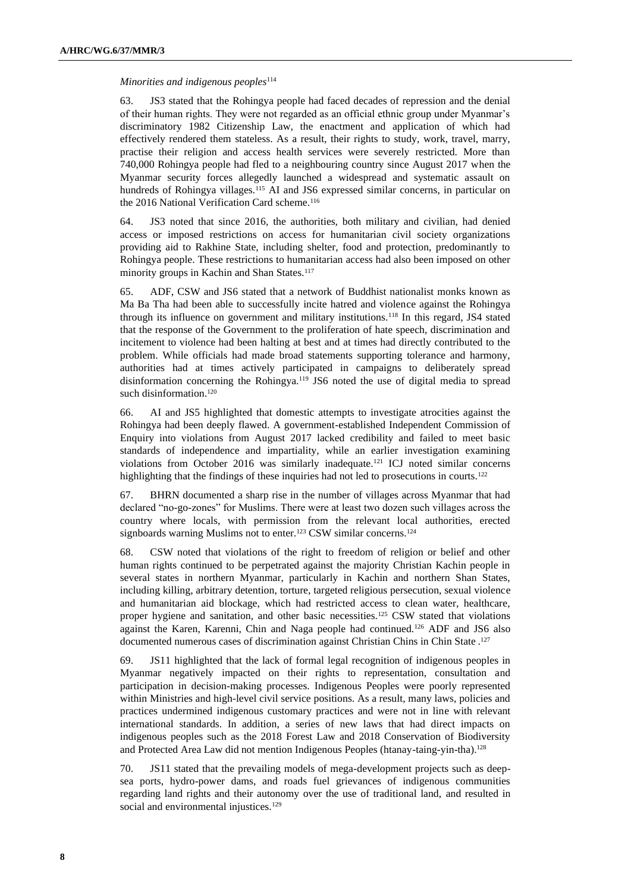*Minorities and indigenous peoples*[114]

63. JS3 stated that the Rohingya people had faced decades of repression and the denial of their human rights. They were not regarded as an official ethnic group under Myanmar's discriminatory 1982 Citizenship Law, the enactment and application of which had effectively rendered them stateless. As a result, their rights to study, work, travel, marry, practise their religion and access health services were severely restricted. More than 740,000 Rohingya people had fled to a neighbouring country since August 2017 when the Myanmar security forces allegedly launched a widespread and systematic assault on hundreds of Rohingya villages.[115] AI and JS6 expressed similar concerns, in particular on the 2016 National Verification Card scheme.[116]

64. JS3 noted that since 2016, the authorities, both military and civilian, had denied access or imposed restrictions on access for humanitarian civil society organizations providing aid to Rakhine State, including shelter, food and protection, predominantly to Rohingya people. These restrictions to humanitarian access had also been imposed on other minority groups in Kachin and Shan States.[117]

65. ADF, CSW and JS6 stated that a network of Buddhist nationalist monks known as Ma Ba Tha had been able to successfully incite hatred and violence against the Rohingya through its influence on government and military institutions.[118] In this regard, JS4 stated that the response of the Government to the proliferation of hate speech, discrimination and incitement to violence had been halting at best and at times had directly contributed to the problem. While officials had made broad statements supporting tolerance and harmony, authorities had at times actively participated in campaigns to deliberately spread disinformation concerning the Rohingya.[119] JS6 noted the use of digital media to spread such disinformation.[120]

66. AI and JS5 highlighted that domestic attempts to investigate atrocities against the Rohingya had been deeply flawed. A government-established Independent Commission of Enquiry into violations from August 2017 lacked credibility and failed to meet basic standards of independence and impartiality, while an earlier investigation examining violations from October 2016 was similarly inadequate.[121] ICJ noted similar concerns highlighting that the findings of these inquiries had not led to prosecutions in courts.[122]

67. BHRN documented a sharp rise in the number of villages across Myanmar that had declared "no-go-zones" for Muslims. There were at least two dozen such villages across the country where locals, with permission from the relevant local authorities, erected signboards warning Muslims not to enter.[123] CSW similar concerns.[124]

68. CSW noted that violations of the right to freedom of religion or belief and other human rights continued to be perpetrated against the majority Christian Kachin people in several states in northern Myanmar, particularly in Kachin and northern Shan States, including killing, arbitrary detention, torture, targeted religious persecution, sexual violence and humanitarian aid blockage, which had restricted access to clean water, healthcare, proper hygiene and sanitation, and other basic necessities.[125] CSW stated that violations against the Karen, Karenni, Chin and Naga people had continued.[126] ADF and JS6 also documented numerous cases of discrimination against Christian Chins in Chin State .[127]

69. JS11 highlighted that the lack of formal legal recognition of indigenous peoples in Myanmar negatively impacted on their rights to representation, consultation and participation in decision-making processes. Indigenous Peoples were poorly represented within Ministries and high-level civil service positions. As a result, many laws, policies and practices undermined indigenous customary practices and were not in line with relevant international standards. In addition, a series of new laws that had direct impacts on indigenous peoples such as the 2018 Forest Law and 2018 Conservation of Biodiversity and Protected Area Law did not mention Indigenous Peoples (htanay-taing-yin-tha).[128]

70. JS11 stated that the prevailing models of mega-development projects such as deep-sea ports, hydro-power dams, and roads fuel grievances of indigenous communities regarding land rights and their autonomy over the use of traditional land, and resulted in social and environmental injustices.[129]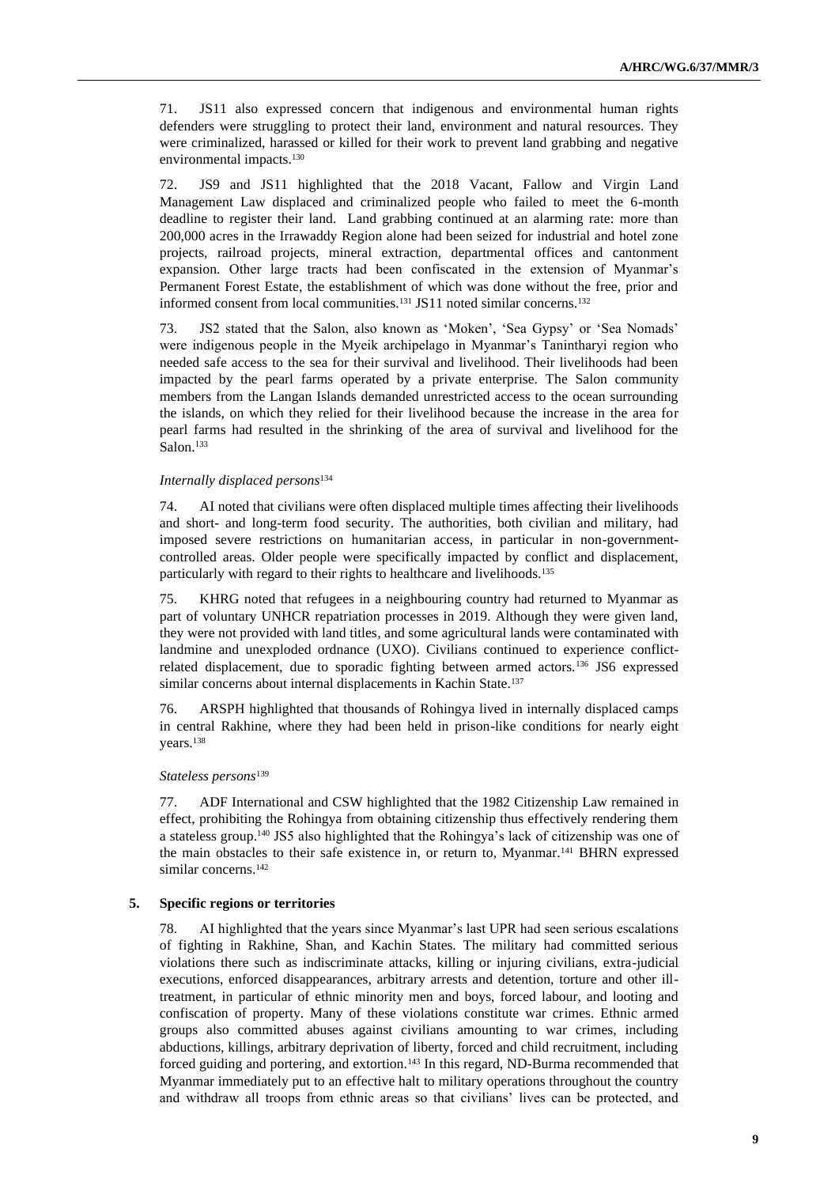71. JS11 also expressed concern that indigenous and environmental human rights defenders were struggling to protect their land, environment and natural resources. They were criminalized, harassed or killed for their work to prevent land grabbing and negative environmental impacts.[130]

72. JS9 and JS11 highlighted that the 2018 Vacant, Fallow and Virgin Land Management Law displaced and criminalized people who failed to meet the 6-month deadline to register their land. Land grabbing continued at an alarming rate: more than 200,000 acres in the Irrawaddy Region alone had been seized for industrial and hotel zone projects, railroad projects, mineral extraction, departmental offices and cantonment expansion. Other large tracts had been confiscated in the extension of Myanmar's Permanent Forest Estate, the establishment of which was done without the free, prior and informed consent from local communities.[131] JS11 noted similar concerns.[132]

73. JS2 stated that the Salon, also known as 'Moken', 'Sea Gypsy' or 'Sea Nomads' were indigenous people in the Myeik archipelago in Myanmar's Tanintharyi region who needed safe access to the sea for their survival and livelihood. Their livelihoods had been impacted by the pearl farms operated by a private enterprise. The Salon community members from the Langan Islands demanded unrestricted access to the ocean surrounding the islands, on which they relied for their livelihood because the increase in the area for pearl farms had resulted in the shrinking of the area of survival and livelihood for the Salon.[133]

*Internally displaced persons*[134]

74. AI noted that civilians were often displaced multiple times affecting their livelihoods and short- and long-term food security. The authorities, both civilian and military, had imposed severe restrictions on humanitarian access, in particular in non-government-controlled areas. Older people were specifically impacted by conflict and displacement, particularly with regard to their rights to healthcare and livelihoods.[135]

75. KHRG noted that refugees in a neighbouring country had returned to Myanmar as part of voluntary UNHCR repatriation processes in 2019. Although they were given land, they were not provided with land titles, and some agricultural lands were contaminated with landmine and unexploded ordnance (UXO). Civilians continued to experience conflict-related displacement, due to sporadic fighting between armed actors.[136] JS6 expressed similar concerns about internal displacements in Kachin State.[137]

76. ARSPH highlighted that thousands of Rohingya lived in internally displaced camps in central Rakhine, where they had been held in prison-like conditions for nearly eight years.[138]

*Stateless persons*[139]

77. ADF International and CSW highlighted that the 1982 Citizenship Law remained in effect, prohibiting the Rohingya from obtaining citizenship thus effectively rendering them a stateless group.[140] JS5 also highlighted that the Rohingya's lack of citizenship was one of the main obstacles to their safe existence in, or return to, Myanmar.[141] BHRN expressed similar concerns.[142]

## 5. Specific regions or territories

78. AI highlighted that the years since Myanmar's last UPR had seen serious escalations of fighting in Rakhine, Shan, and Kachin States. The military had committed serious violations there such as indiscriminate attacks, killing or injuring civilians, extra-judicial executions, enforced disappearances, arbitrary arrests and detention, torture and other ill-treatment, in particular of ethnic minority men and boys, forced labour, and looting and confiscation of property. Many of these violations constitute war crimes. Ethnic armed groups also committed abuses against civilians amounting to war crimes, including abductions, killings, arbitrary deprivation of liberty, forced and child recruitment, including forced guiding and portering, and extortion.[143] In this regard, ND-Burma recommended that Myanmar immediately put to an effective halt to military operations throughout the country and withdraw all troops from ethnic areas so that civilians' lives can be protected, and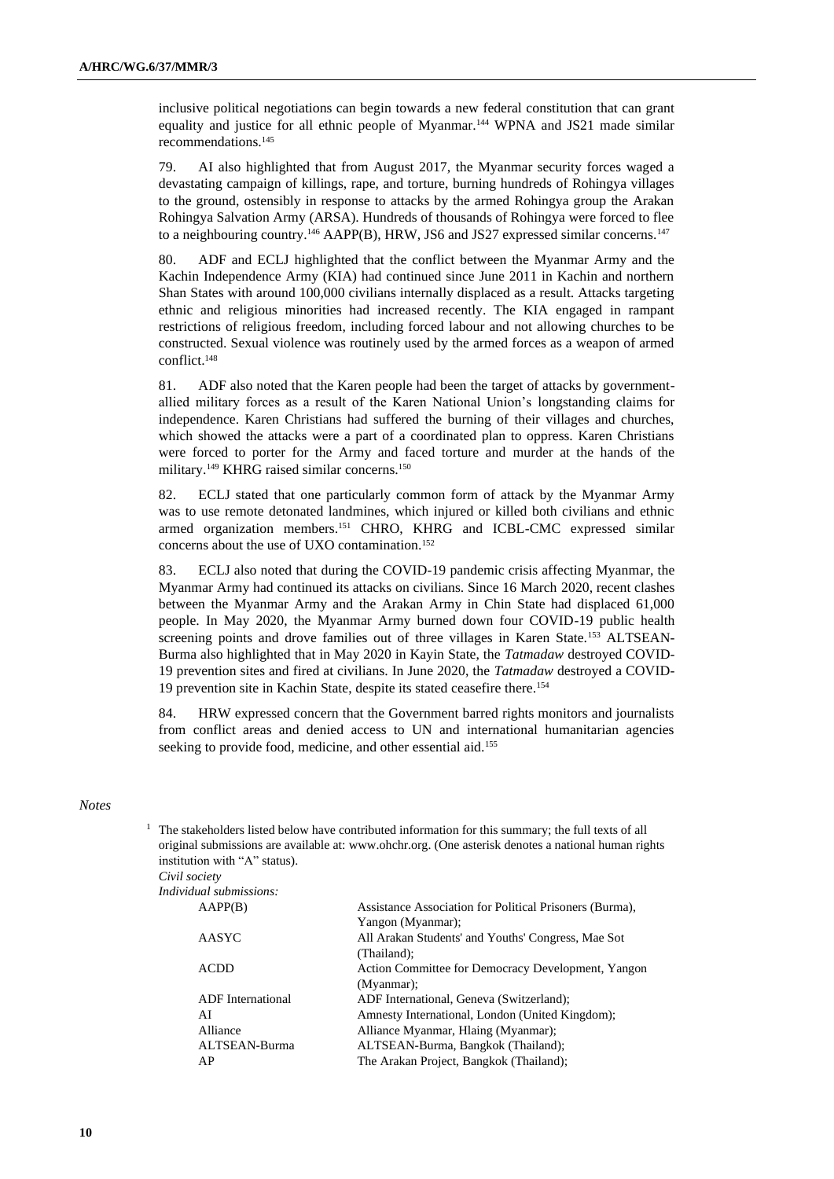inclusive political negotiations can begin towards a new federal constitution that can grant equality and justice for all ethnic people of Myanmar.[144] WPNA and JS21 made similar recommendations.[145]

79. AI also highlighted that from August 2017, the Myanmar security forces waged a devastating campaign of killings, rape, and torture, burning hundreds of Rohingya villages to the ground, ostensibly in response to attacks by the armed Rohingya group the Arakan Rohingya Salvation Army (ARSA). Hundreds of thousands of Rohingya were forced to flee to a neighbouring country.[146] AAPP(B), HRW, JS6 and JS27 expressed similar concerns.[147]

80. ADF and ECLJ highlighted that the conflict between the Myanmar Army and the Kachin Independence Army (KIA) had continued since June 2011 in Kachin and northern Shan States with around 100,000 civilians internally displaced as a result. Attacks targeting ethnic and religious minorities had increased recently. The KIA engaged in rampant restrictions of religious freedom, including forced labour and not allowing churches to be constructed. Sexual violence was routinely used by the armed forces as a weapon of armed conflict.[148]

81. ADF also noted that the Karen people had been the target of attacks by government-allied military forces as a result of the Karen National Union's longstanding claims for independence. Karen Christians had suffered the burning of their villages and churches, which showed the attacks were a part of a coordinated plan to oppress. Karen Christians were forced to porter for the Army and faced torture and murder at the hands of the military.[149] KHRG raised similar concerns.[150]

82. ECLJ stated that one particularly common form of attack by the Myanmar Army was to use remote detonated landmines, which injured or killed both civilians and ethnic armed organization members.[151] CHRO, KHRG and ICBL-CMC expressed similar concerns about the use of UXO contamination.[152]

83. ECLJ also noted that during the COVID-19 pandemic crisis affecting Myanmar, the Myanmar Army had continued its attacks on civilians. Since 16 March 2020, recent clashes between the Myanmar Army and the Arakan Army in Chin State had displaced 61,000 people. In May 2020, the Myanmar Army burned down four COVID-19 public health screening points and drove families out of three villages in Karen State.[153] ALTSEAN-Burma also highlighted that in May 2020 in Kayin State, the *Tatmadaw* destroyed COVID-19 prevention sites and fired at civilians. In June 2020, the *Tatmadaw* destroyed a COVID-19 prevention site in Kachin State, despite its stated ceasefire there.[154]

84. HRW expressed concern that the Government barred rights monitors and journalists from conflict areas and denied access to UN and international humanitarian agencies seeking to provide food, medicine, and other essential aid.[155]

*Notes*

[1] The stakeholders listed below have contributed information for this summary; the full texts of all original submissions are available at: www.ohchr.org. (One asterisk denotes a national human rights institution with "A" status).

*Civil society*

*Individual submissions:*

| | |
|---|---|
| AAPP(B) | Assistance Association for Political Prisoners (Burma), Yangon (Myanmar); |
| AASYC | All Arakan Students' and Youths' Congress, Mae Sot (Thailand); |
| ACDD | Action Committee for Democracy Development, Yangon (Myanmar); |
| ADF International | ADF International, Geneva (Switzerland); |
| AI | Amnesty International, London (United Kingdom); |
| Alliance | Alliance Myanmar, Hlaing (Myanmar); |
| ALTSEAN-Burma | ALTSEAN-Burma, Bangkok (Thailand); |
| AP | The Arakan Project, Bangkok (Thailand); |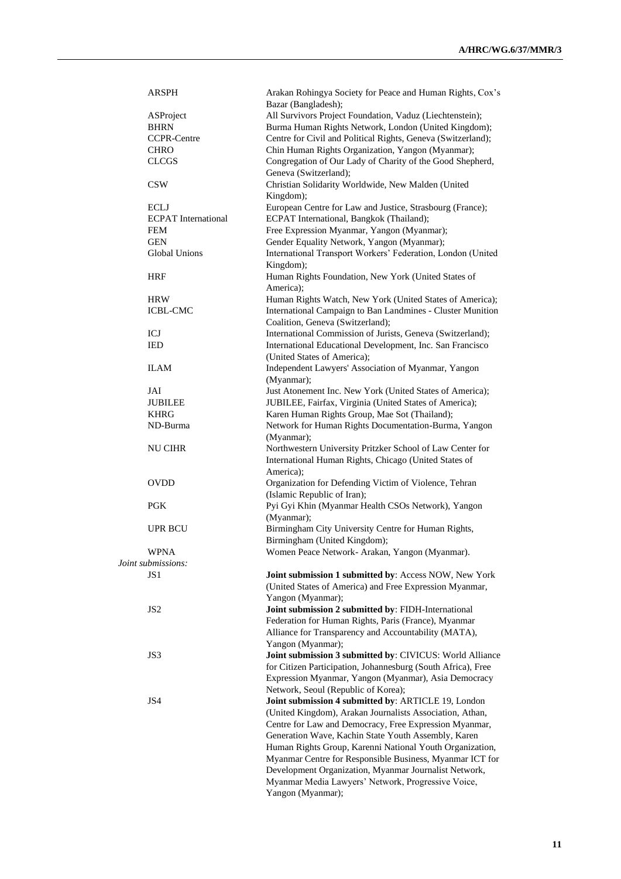| | |
|---|---|
| ARSPH | Arakan Rohingya Society for Peace and Human Rights, Cox's Bazar (Bangladesh); |
| ASProject | All Survivors Project Foundation, Vaduz (Liechtenstein); |
| BHRN | Burma Human Rights Network, London (United Kingdom); |
| CCPR-Centre | Centre for Civil and Political Rights, Geneva (Switzerland); |
| CHRO | Chin Human Rights Organization, Yangon (Myanmar); |
| CLCGS | Congregation of Our Lady of Charity of the Good Shepherd, Geneva (Switzerland); |
| CSW | Christian Solidarity Worldwide, New Malden (United Kingdom); |
| ECLJ | European Centre for Law and Justice, Strasbourg (France); |
| ECPAT International | ECPAT International, Bangkok (Thailand); |
| FEM | Free Expression Myanmar, Yangon (Myanmar); |
| GEN | Gender Equality Network, Yangon (Myanmar); |
| Global Unions | International Transport Workers' Federation, London (United Kingdom); |
| HRF | Human Rights Foundation, New York (United States of America); |
| HRW | Human Rights Watch, New York (United States of America); |
| ICBL-CMC | International Campaign to Ban Landmines - Cluster Munition Coalition, Geneva (Switzerland); |
| ICJ | International Commission of Jurists, Geneva (Switzerland); |
| IED | International Educational Development, Inc. San Francisco (United States of America); |
| ILAM | Independent Lawyers' Association of Myanmar, Yangon (Myanmar); |
| JAI | Just Atonement Inc. New York (United States of America); |
| JUBILEE | JUBILEE, Fairfax, Virginia (United States of America); |
| KHRG | Karen Human Rights Group, Mae Sot (Thailand); |
| ND-Burma | Network for Human Rights Documentation-Burma, Yangon (Myanmar); |
| NU CIHR | Northwestern University Pritzker School of Law Center for International Human Rights, Chicago (United States of America); |
| OVDD | Organization for Defending Victim of Violence, Tehran (Islamic Republic of Iran); |
| PGK | Pyi Gyi Khin (Myanmar Health CSOs Network), Yangon (Myanmar); |
| UPR BCU | Birmingham City University Centre for Human Rights, Birmingham (United Kingdom); |
| WPNA | Women Peace Network- Arakan, Yangon (Myanmar). |

*Joint submissions:*

| | |
|---|---|
| JS1 | **Joint submission 1 submitted by**: Access NOW, New York (United States of America) and Free Expression Myanmar, Yangon (Myanmar); |
| JS2 | **Joint submission 2 submitted by**: FIDH-International Federation for Human Rights, Paris (France), Myanmar Alliance for Transparency and Accountability (MATA), Yangon (Myanmar); |
| JS3 | **Joint submission 3 submitted by**: CIVICUS: World Alliance for Citizen Participation, Johannesburg (South Africa), Free Expression Myanmar, Yangon (Myanmar), Asia Democracy Network, Seoul (Republic of Korea); |
| JS4 | **Joint submission 4 submitted by**: ARTICLE 19, London (United Kingdom), Arakan Journalists Association, Athan, Centre for Law and Democracy, Free Expression Myanmar, Generation Wave, Kachin State Youth Assembly, Karen Human Rights Group, Karenni National Youth Organization, Myanmar Centre for Responsible Business, Myanmar ICT for Development Organization, Myanmar Journalist Network, Myanmar Media Lawyers' Network, Progressive Voice, Yangon (Myanmar); |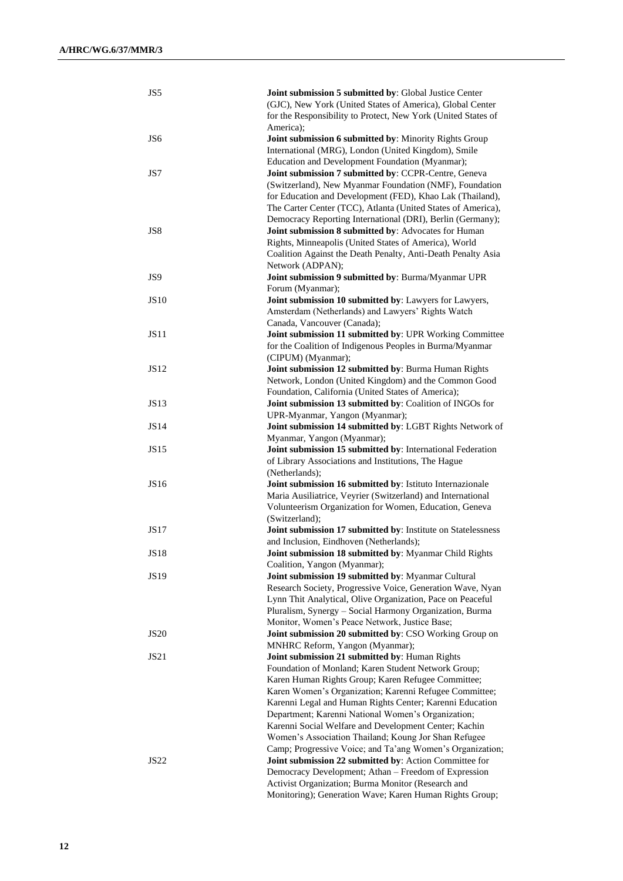| | |
|---|---|
| JS5 | **Joint submission 5 submitted by**: Global Justice Center (GJC), New York (United States of America), Global Center for the Responsibility to Protect, New York (United States of America); |
| JS6 | **Joint submission 6 submitted by**: Minority Rights Group International (MRG), London (United Kingdom), Smile Education and Development Foundation (Myanmar); |
| JS7 | **Joint submission 7 submitted by**: CCPR-Centre, Geneva (Switzerland), New Myanmar Foundation (NMF), Foundation for Education and Development (FED), Khao Lak (Thailand), The Carter Center (TCC), Atlanta (United States of America), Democracy Reporting International (DRI), Berlin (Germany); |
| JS8 | **Joint submission 8 submitted by**: Advocates for Human Rights, Minneapolis (United States of America), World Coalition Against the Death Penalty, Anti-Death Penalty Asia Network (ADPAN); |
| JS9 | **Joint submission 9 submitted by**: Burma/Myanmar UPR Forum (Myanmar); |
| JS10 | **Joint submission 10 submitted by**: Lawyers for Lawyers, Amsterdam (Netherlands) and Lawyers' Rights Watch Canada, Vancouver (Canada); |
| JS11 | **Joint submission 11 submitted by**: UPR Working Committee for the Coalition of Indigenous Peoples in Burma/Myanmar (CIPUM) (Myanmar); |
| JS12 | **Joint submission 12 submitted by**: Burma Human Rights Network, London (United Kingdom) and the Common Good Foundation, California (United States of America); |
| JS13 | **Joint submission 13 submitted by**: Coalition of INGOs for UPR-Myanmar, Yangon (Myanmar); |
| JS14 | **Joint submission 14 submitted by**: LGBT Rights Network of Myanmar, Yangon (Myanmar); |
| JS15 | **Joint submission 15 submitted by**: International Federation of Library Associations and Institutions, The Hague (Netherlands); |
| JS16 | **Joint submission 16 submitted by**: Istituto Internazionale Maria Ausiliatrice, Veyrier (Switzerland) and International Volunteerism Organization for Women, Education, Geneva (Switzerland); |
| JS17 | **Joint submission 17 submitted by**: Institute on Statelessness and Inclusion, Eindhoven (Netherlands); |
| JS18 | **Joint submission 18 submitted by**: Myanmar Child Rights Coalition, Yangon (Myanmar); |
| JS19 | **Joint submission 19 submitted by**: Myanmar Cultural Research Society, Progressive Voice, Generation Wave, Nyan Lynn Thit Analytical, Olive Organization, Pace on Peaceful Pluralism, Synergy – Social Harmony Organization, Burma Monitor, Women's Peace Network, Justice Base; |
| JS20 | **Joint submission 20 submitted by**: CSO Working Group on MNHRC Reform, Yangon (Myanmar); |
| JS21 | **Joint submission 21 submitted by**: Human Rights Foundation of Monland; Karen Student Network Group; Karen Human Rights Group; Karen Refugee Committee; Karen Women's Organization; Karenni Refugee Committee; Karenni Legal and Human Rights Center; Karenni Education Department; Karenni National Women's Organization; Karenni Social Welfare and Development Center; Kachin Women's Association Thailand; Koung Jor Shan Refugee Camp; Progressive Voice; and Ta'ang Women's Organization; |
| JS22 | **Joint submission 22 submitted by**: Action Committee for Democracy Development; Athan – Freedom of Expression Activist Organization; Burma Monitor (Research and Monitoring); Generation Wave; Karen Human Rights Group; |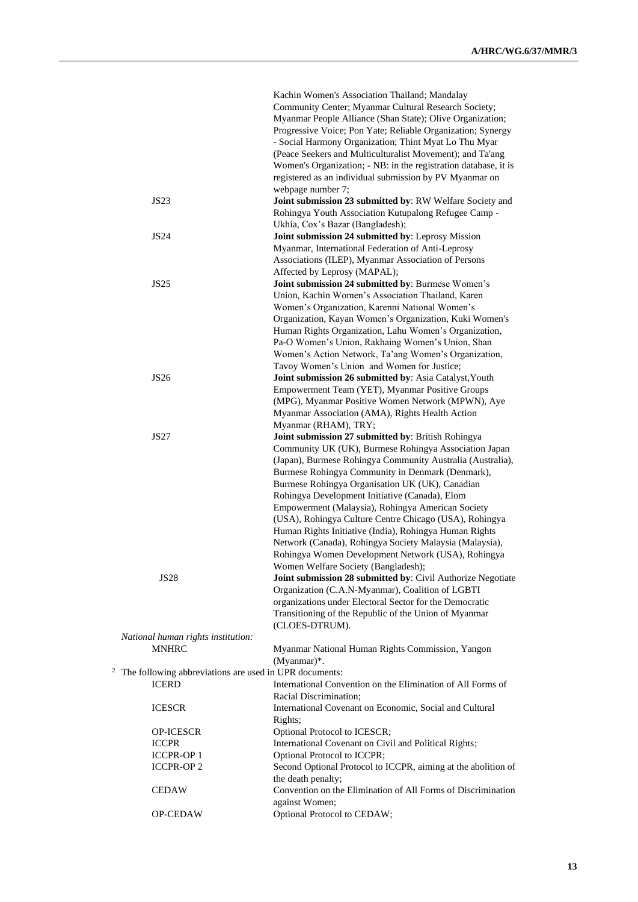| | |
|---|---|
| | Kachin Women's Association Thailand; Mandalay Community Center; Myanmar Cultural Research Society; Myanmar People Alliance (Shan State); Olive Organization; Progressive Voice; Pon Yate; Reliable Organization; Synergy - Social Harmony Organization; Thint Myat Lo Thu Myar (Peace Seekers and Multiculturalist Movement); and Ta'ang Women's Organization; - NB: in the registration database, it is registered as an individual submission by PV Myanmar on webpage number 7; |
| JS23 | **Joint submission 23 submitted by**: RW Welfare Society and Rohingya Youth Association Kutupalong Refugee Camp - Ukhia, Cox's Bazar (Bangladesh); |
| JS24 | **Joint submission 24 submitted by**: Leprosy Mission Myanmar, International Federation of Anti-Leprosy Associations (ILEP), Myanmar Association of Persons Affected by Leprosy (MAPAL); |
| JS25 | **Joint submission 24 submitted by**: Burmese Women's Union, Kachin Women's Association Thailand, Karen Women's Organization, Karenni National Women's Organization, Kayan Women's Organization, Kuki Women's Human Rights Organization, Lahu Women's Organization, Pa-O Women's Union, Rakhaing Women's Union, Shan Women's Action Network, Ta'ang Women's Organization, Tavoy Women's Union and Women for Justice; |
| JS26 | **Joint submission 26 submitted by**: Asia Catalyst,Youth Empowerment Team (YET), Myanmar Positive Groups (MPG), Myanmar Positive Women Network (MPWN), Aye Myanmar Association (AMA), Rights Health Action Myanmar (RHAM), TRY; |
| JS27 | **Joint submission 27 submitted by**: British Rohingya Community UK (UK), Burmese Rohingya Association Japan (Japan), Burmese Rohingya Community Australia (Australia), Burmese Rohingya Community in Denmark (Denmark), Burmese Rohingya Organisation UK (UK), Canadian Rohingya Development Initiative (Canada), Elom Empowerment (Malaysia), Rohingya American Society (USA), Rohingya Culture Centre Chicago (USA), Rohingya Human Rights Initiative (India), Rohingya Human Rights Network (Canada), Rohingya Society Malaysia (Malaysia), Rohingya Women Development Network (USA), Rohingya Women Welfare Society (Bangladesh); |
| JS28 | **Joint submission 28 submitted by**: Civil Authorize Negotiate Organization (C.A.N-Myanmar), Coalition of LGBTI organizations under Electoral Sector for the Democratic Transitioning of the Republic of the Union of Myanmar (CLOES-DTRUM). |

*National human rights institution:*

| | |
|---|---|
| MNHRC | Myanmar National Human Rights Commission, Yangon (Myanmar)*. |

[2] The following abbreviations are used in UPR documents:

| | |
|---|---|
| ICERD | International Convention on the Elimination of All Forms of Racial Discrimination; |
| ICESCR | International Covenant on Economic, Social and Cultural Rights; |
| OP-ICESCR | Optional Protocol to ICESCR; |
| ICCPR | International Covenant on Civil and Political Rights; |
| ICCPR-OP 1 | Optional Protocol to ICCPR; |
| ICCPR-OP 2 | Second Optional Protocol to ICCPR, aiming at the abolition of the death penalty; |
| CEDAW | Convention on the Elimination of All Forms of Discrimination against Women; |
| OP-CEDAW | Optional Protocol to CEDAW; |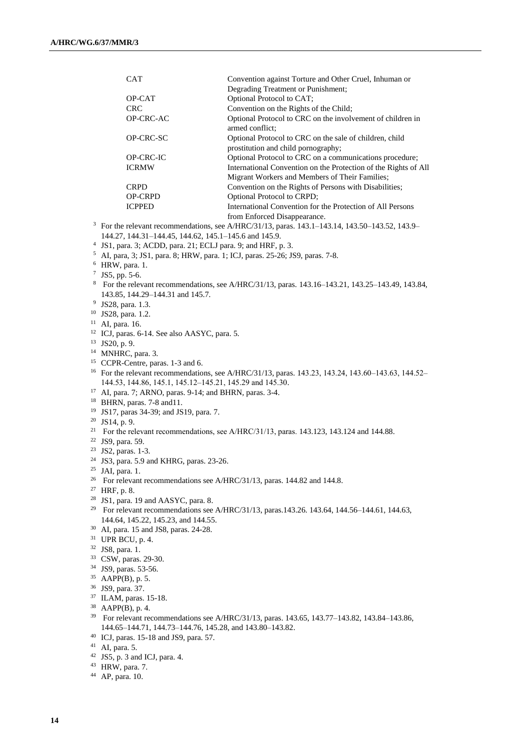| | |
|---|---|
| CAT | Convention against Torture and Other Cruel, Inhuman or Degrading Treatment or Punishment; |
| OP-CAT | Optional Protocol to CAT; |
| CRC | Convention on the Rights of the Child; |
| OP-CRC-AC | Optional Protocol to CRC on the involvement of children in armed conflict; |
| OP-CRC-SC | Optional Protocol to CRC on the sale of children, child prostitution and child pornography; |
| OP-CRC-IC | Optional Protocol to CRC on a communications procedure; |
| ICRMW | International Convention on the Protection of the Rights of All Migrant Workers and Members of Their Families; |
| CRPD | Convention on the Rights of Persons with Disabilities; |
| OP-CRPD | Optional Protocol to CRPD; |
| ICPPED | International Convention for the Protection of All Persons from Enforced Disappearance. |

[3] For the relevant recommendations, see A/HRC/31/13, paras. 143.1–143.14, 143.50–143.52, 143.9–144.27, 144.31–144.45, 144.62, 145.1–145.6 and 145.9.
[4] JS1, para. 3; ACDD, para. 21; ECLJ para. 9; and HRF, p. 3.
[5] AI, para, 3; JS1, para. 8; HRW, para. 1; ICJ, paras. 25-26; JS9, paras. 7-8.
[6] HRW, para. 1.
[7] JS5, pp. 5-6.
[8] For the relevant recommendations, see A/HRC/31/13, paras. 143.16–143.21, 143.25–143.49, 143.84, 143.85, 144.29–144.31 and 145.7.
[9] JS28, para. 1.3.
[10] JS28, para. 1.2.
[11] AI, para. 16.
[12] ICJ, paras. 6-14. See also AASYC, para. 5.
[13] JS20, p. 9.
[14] MNHRC, para. 3.
[15] CCPR-Centre, paras. 1-3 and 6.
[16] For the relevant recommendations, see A/HRC/31/13, paras. 143.23, 143.24, 143.60–143.63, 144.52–144.53, 144.86, 145.1, 145.12–145.21, 145.29 and 145.30.
[17] AI, para. 7; ARNO, paras. 9-14; and BHRN, paras. 3-4.
[18] BHRN, paras. 7-8 and11.
[19] JS17, paras 34-39; and JS19, para. 7.
[20] JS14, p. 9.
[21] For the relevant recommendations, see A/HRC/31/13, paras. 143.123, 143.124 and 144.88.
[22] JS9, para. 59.
[23] JS2, paras. 1-3.
[24] JS3, para. 5.9 and KHRG, paras. 23-26.
[25] JAI, para. 1.
[26] For relevant recommendations see A/HRC/31/13, paras. 144.82 and 144.8.
[27] HRF, p. 8.
[28] JS1, para. 19 and AASYC, para. 8.
[29] For relevant recommendations see A/HRC/31/13, paras.143.26. 143.64, 144.56–144.61, 144.63, 144.64, 145.22, 145.23, and 144.55.
[30] AI, para. 15 and JS8, paras. 24-28.
[31] UPR BCU, p. 4.
[32] JS8, para. 1.
[33] CSW, paras. 29-30.
[34] JS9, paras. 53-56.
[35] AAPP(B), p. 5.
[36] JS9, para. 37.
[37] ILAM, paras. 15-18.
[38] AAPP(B), p. 4.
[39] For relevant recommendations see A/HRC/31/13, paras. 143.65, 143.77–143.82, 143.84–143.86, 144.65–144.71, 144.73–144.76, 145.28, and 143.80–143.82.
[40] ICJ, paras. 15-18 and JS9, para. 57.
[41] AI, para. 5.
[42] JS5, p. 3 and ICJ, para. 4.
[43] HRW, para. 7.
[44] AP, para. 10.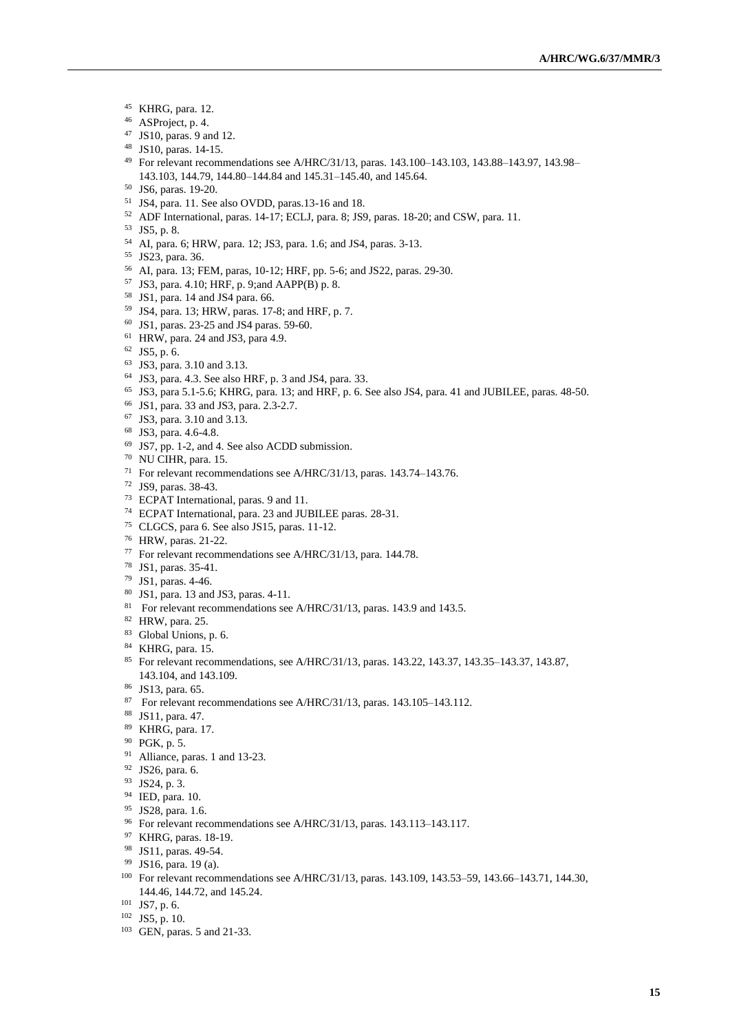[45] KHRG, para. 12.

[46] ASProject, p. 4.

[47] JS10, paras. 9 and 12.

[48] JS10, paras. 14-15.

[49] For relevant recommendations see A/HRC/31/13, paras. 143.100–143.103, 143.88–143.97, 143.98–143.103, 144.79, 144.80–144.84 and 145.31–145.40, and 145.64.

[50] JS6, paras. 19-20.

[51] JS4, para. 11. See also OVDD, paras.13-16 and 18.

[52] ADF International, paras. 14-17; ECLJ, para. 8; JS9, paras. 18-20; and CSW, para. 11.

[53] JS5, p. 8.

[54] AI, para. 6; HRW, para. 12; JS3, para. 1.6; and JS4, paras. 3-13.

[55] JS23, para. 36.

[56] AI, para. 13; FEM, paras, 10-12; HRF, pp. 5-6; and JS22, paras. 29-30.

[57] JS3, para. 4.10; HRF, p. 9;and AAPP(B) p. 8.

[58] JS1, para. 14 and JS4 para. 66.

[59] JS4, para. 13; HRW, paras. 17-8; and HRF, p. 7.

[60] JS1, paras. 23-25 and JS4 paras. 59-60.

[61] HRW, para. 24 and JS3, para 4.9.

[62] JS5, p. 6.

[63] JS3, para. 3.10 and 3.13.

[64] JS3, para. 4.3. See also HRF, p. 3 and JS4, para. 33.

[65] JS3, para 5.1-5.6; KHRG, para. 13; and HRF, p. 6. See also JS4, para. 41 and JUBILEE, paras. 48-50.

[66] JS1, para. 33 and JS3, para. 2.3-2.7.

[67] JS3, para. 3.10 and 3.13.

[68] JS3, para. 4.6-4.8.

[69] JS7, pp. 1-2, and 4. See also ACDD submission.

[70] NU CIHR, para. 15.

[71] For relevant recommendations see A/HRC/31/13, paras. 143.74–143.76.

[72] JS9, paras. 38-43.

[73] ECPAT International, paras. 9 and 11.

[74] ECPAT International, para. 23 and JUBILEE paras. 28-31.

[75] CLGCS, para 6. See also JS15, paras. 11-12.

[76] HRW, paras. 21-22.

[77] For relevant recommendations see A/HRC/31/13, para. 144.78.

[78] JS1, paras. 35-41.

[79] JS1, paras. 4-46.

[80] JS1, para. 13 and JS3, paras. 4-11.

[81] For relevant recommendations see A/HRC/31/13, paras. 143.9 and 143.5.

[82] HRW, para. 25.

[83] Global Unions, p. 6.

[84] KHRG, para. 15.

[85] For relevant recommendations, see A/HRC/31/13, paras. 143.22, 143.37, 143.35–143.37, 143.87, 143.104, and 143.109.

[86] JS13, para. 65.

[87] For relevant recommendations see A/HRC/31/13, paras. 143.105–143.112.

[88] JS11, para. 47.

[89] KHRG, para. 17.

[90] PGK, p. 5.

[91] Alliance, paras. 1 and 13-23.

[92] JS26, para. 6.

[93] JS24, p. 3.

[94] IED, para. 10.

[95] JS28, para. 1.6.

[96] For relevant recommendations see A/HRC/31/13, paras. 143.113–143.117.

[97] KHRG, paras. 18-19.

[98] JS11, paras. 49-54.

[99] JS16, para. 19 (a).

[100] For relevant recommendations see A/HRC/31/13, paras. 143.109, 143.53–59, 143.66–143.71, 144.30, 144.46, 144.72, and 145.24.

[101] JS7, p. 6.

[102] JS5, p. 10.

[103] GEN, paras. 5 and 21-33.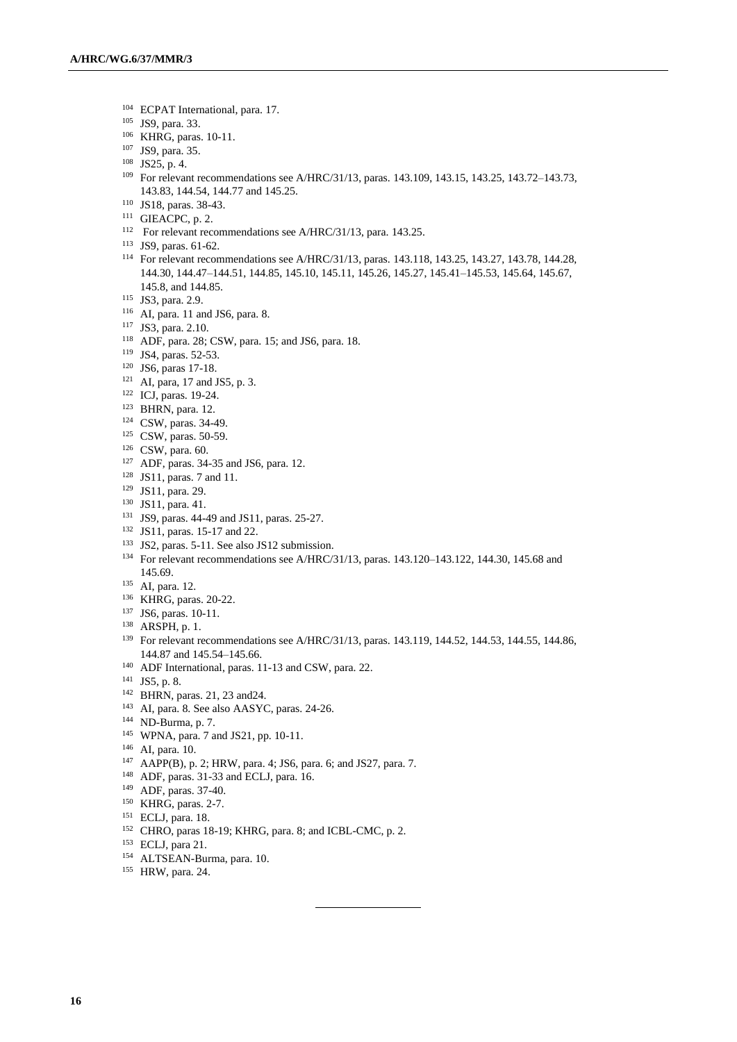[104] ECPAT International, para. 17.

[105] JS9, para. 33.

[106] KHRG, paras. 10-11.

[107] JS9, para. 35.

[108] JS25, p. 4.

[109] For relevant recommendations see A/HRC/31/13, paras. 143.109, 143.15, 143.25, 143.72–143.73, 143.83, 144.54, 144.77 and 145.25.

[110] JS18, paras. 38-43.

[111] GIEACPC, p. 2.

[112] For relevant recommendations see A/HRC/31/13, para. 143.25.

[113] JS9, paras. 61-62.

[114] For relevant recommendations see A/HRC/31/13, paras. 143.118, 143.25, 143.27, 143.78, 144.28, 144.30, 144.47–144.51, 144.85, 145.10, 145.11, 145.26, 145.27, 145.41–145.53, 145.64, 145.67, 145.8, and 144.85.

[115] JS3, para. 2.9.

[116] AI, para. 11 and JS6, para. 8.

[117] JS3, para. 2.10.

[118] ADF, para. 28; CSW, para. 15; and JS6, para. 18.

[119] JS4, paras. 52-53.

[120] JS6, paras 17-18.

[121] AI, para, 17 and JS5, p. 3.

[122] ICJ, paras. 19-24.

[123] BHRN, para. 12.

[124] CSW, paras. 34-49.

[125] CSW, paras. 50-59.

[126] CSW, para. 60.

[127] ADF, paras. 34-35 and JS6, para. 12.

[128] JS11, paras. 7 and 11.

[129] JS11, para. 29.

[130] JS11, para. 41.

[131] JS9, paras. 44-49 and JS11, paras. 25-27.

[132] JS11, paras. 15-17 and 22.

[133] JS2, paras. 5-11. See also JS12 submission.

[134] For relevant recommendations see A/HRC/31/13, paras. 143.120–143.122, 144.30, 145.68 and 145.69.

[135] AI, para. 12.

[136] KHRG, paras. 20-22.

[137] JS6, paras. 10-11.

[138] ARSPH, p. 1.

[139] For relevant recommendations see A/HRC/31/13, paras. 143.119, 144.52, 144.53, 144.55, 144.86, 144.87 and 145.54–145.66.

[140] ADF International, paras. 11-13 and CSW, para. 22.

[141] JS5, p. 8.

[142] BHRN, paras. 21, 23 and24.

[143] AI, para. 8. See also AASYC, paras. 24-26.

[144] ND-Burma, p. 7.

[145] WPNA, para. 7 and JS21, pp. 10-11.

[146] AI, para. 10.

[147] AAPP(B), p. 2; HRW, para. 4; JS6, para. 6; and JS27, para. 7.

[148] ADF, paras. 31-33 and ECLJ, para. 16.

[149] ADF, paras. 37-40.

[150] KHRG, paras. 2-7.

[151] ECLJ, para. 18.

[152] CHRO, paras 18-19; KHRG, para. 8; and ICBL-CMC, p. 2.

[153] ECLJ, para 21.

[154] ALTSEAN-Burma, para. 10.

[155] HRW, para. 24.